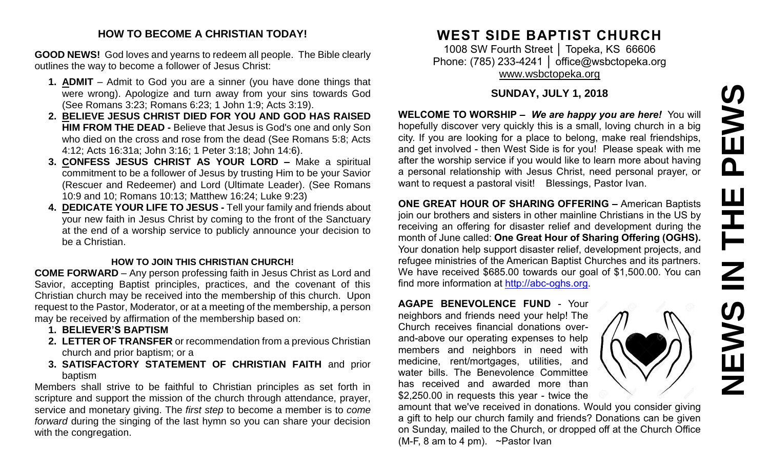## HOW TO BECOME A CHRISTIAN TODAY!

**GOOD NEWS!** God loves and yearns to redeem all people. The Bible clearly outlines the way to become a follower of Jesus Christ:

1. **ADMIT** – Admit to God you are a sinner (you have done things that were wrong). Apologize and turn away from your sins towards God (See Romans 3:23; Romans 6:23; 1 John 1:9; Acts 3:19).
2. **BELIEVE JESUS CHRIST DIED FOR YOU AND GOD HAS RAISED HIM FROM THE DEAD -** Believe that Jesus is God's one and only Son who died on the cross and rose from the dead (See Romans 5:8; Acts 4:12; Acts 16:31a; John 3:16; 1 Peter 3:18; John 14:6).
3. **CONFESS JESUS CHRIST AS YOUR LORD –** Make a spiritual commitment to be a follower of Jesus by trusting Him to be your Savior (Rescuer and Redeemer) and Lord (Ultimate Leader). (See Romans 10:9 and 10; Romans 10:13; Matthew 16:24; Luke 9:23)
4. **DEDICATE YOUR LIFE TO JESUS -** Tell your family and friends about your new faith in Jesus Christ by coming to the front of the Sanctuary at the end of a worship service to publicly announce your decision to be a Christian.

### HOW TO JOIN THIS CHRISTIAN CHURCH!

**COME FORWARD** – Any person professing faith in Jesus Christ as Lord and Savior, accepting Baptist principles, practices, and the covenant of this Christian church may be received into the membership of this church. Upon request to the Pastor, Moderator, or at a meeting of the membership, a person may be received by affirmation of the membership based on:

1. **BELIEVER'S BAPTISM**
2. **LETTER OF TRANSFER** or recommendation from a previous Christian church and prior baptism; or a
3. **SATISFACTORY STATEMENT OF CHRISTIAN FAITH** and prior baptism

Members shall strive to be faithful to Christian principles as set forth in scripture and support the mission of the church through attendance, prayer, service and monetary giving. The *first step* to become a member is to *come forward* during the singing of the last hymn so you can share your decision with the congregation.

# WEST SIDE BAPTIST CHURCH

1008 SW Fourth Street │ Topeka, KS 66606
Phone: (785) 233-4241 │ office@wsbctopeka.org
www.wsbctopeka.org

### SUNDAY, JULY 1, 2018

**WELCOME TO WORSHIP –** ***We are happy you are here!*** You will hopefully discover very quickly this is a small, loving church in a big city. If you are looking for a place to belong, make real friendships, and get involved - then West Side is for you! Please speak with me after the worship service if you would like to learn more about having a personal relationship with Jesus Christ, need personal prayer, or want to request a pastoral visit! Blessings, Pastor Ivan.

**ONE GREAT HOUR OF SHARING OFFERING –** American Baptists join our brothers and sisters in other mainline Christians in the US by receiving an offering for disaster relief and development during the month of June called: **One Great Hour of Sharing Offering (OGHS).** Your donation help support disaster relief, development projects, and refugee ministries of the American Baptist Churches and its partners. We have received $685.00 towards our goal of $1,500.00. You can find more information at http://abc-oghs.org.

**AGAPE BENEVOLENCE FUND** - Your neighbors and friends need your help! The Church receives financial donations over-and-above our operating expenses to help members and neighbors in need with medicine, rent/mortgages, utilities, and water bills. The Benevolence Committee has received and awarded more than $2,250.00 in requests this year - twice the amount that we've received in donations. Would you consider giving a gift to help our church family and friends? Donations can be given on Sunday, mailed to the Church, or dropped off at the Church Office (M-F, 8 am to 4 pm). ~Pastor Ivan

# NEWS IN THE PEWS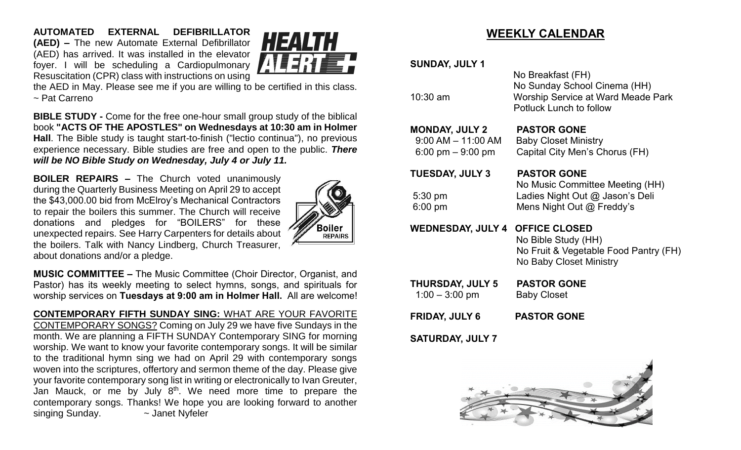**AUTOMATED EXTERNAL DEFIBRILLATOR (AED) –** The new Automate External Defibrillator (AED) has arrived. It was installed in the elevator foyer. I will be scheduling a Cardiopulmonary Resuscitation (CPR) class with instructions on using the AED in May. Please see me if you are willing to be certified in this class. ~ Pat Carreno

**BIBLE STUDY -** Come for the free one-hour small group study of the biblical book **"ACTS OF THE APOSTLES" on Wednesdays at 10:30 am in Holmer Hall**. The Bible study is taught start-to-finish ("lectio continua"), no previous experience necessary. Bible studies are free and open to the public. ***There will be NO Bible Study on Wednesday, July 4 or July 11.***

**BOILER REPAIRS –** The Church voted unanimously during the Quarterly Business Meeting on April 29 to accept the $43,000.00 bid from McElroy's Mechanical Contractors to repair the boilers this summer. The Church will receive donations and pledges for "BOILERS" for these unexpected repairs. See Harry Carpenters for details about the boilers. Talk with Nancy Lindberg, Church Treasurer, about donations and/or a pledge.

**MUSIC COMMITTEE –** The Music Committee (Choir Director, Organist, and Pastor) has its weekly meeting to select hymns, songs, and spirituals for worship services on **Tuesdays at 9:00 am in Holmer Hall.** All are welcome!

**CONTEMPORARY FIFTH SUNDAY SING:** WHAT ARE YOUR FAVORITE CONTEMPORARY SONGS? Coming on July 29 we have five Sundays in the month. We are planning a FIFTH SUNDAY Contemporary SING for morning worship. We want to know your favorite contemporary songs. It will be similar to the traditional hymn sing we had on April 29 with contemporary songs woven into the scriptures, offertory and sermon theme of the day. Please give your favorite contemporary song list in writing or electronically to Ivan Greuter, Jan Mauck, or me by July 8th. We need more time to prepare the contemporary songs. Thanks! We hope you are looking forward to another singing Sunday. ~ Janet Nyfeler

## WEEKLY CALENDAR

**SUNDAY, JULY 1**

- No Breakfast (FH)
- No Sunday School Cinema (HH)
- 10:30 am — Worship Service at Ward Meade Park, Potluck Lunch to follow

**MONDAY, JULY 2 — PASTOR GONE**

- 9:00 AM – 11:00 AM — Baby Closet Ministry
- 6:00 pm – 9:00 pm — Capital City Men's Chorus (FH)

**TUESDAY, JULY 3 — PASTOR GONE**

- No Music Committee Meeting (HH)
- 5:30 pm — Ladies Night Out @ Jason's Deli
- 6:00 pm — Mens Night Out @ Freddy's

**WEDNESDAY, JULY 4 — OFFICE CLOSED**

- No Bible Study (HH)
- No Fruit & Vegetable Food Pantry (FH)
- No Baby Closet Ministry

**THURSDAY, JULY 5 — PASTOR GONE**

- 1:00 – 3:00 pm — Baby Closet

**FRIDAY, JULY 6 — PASTOR GONE**

**SATURDAY, JULY 7**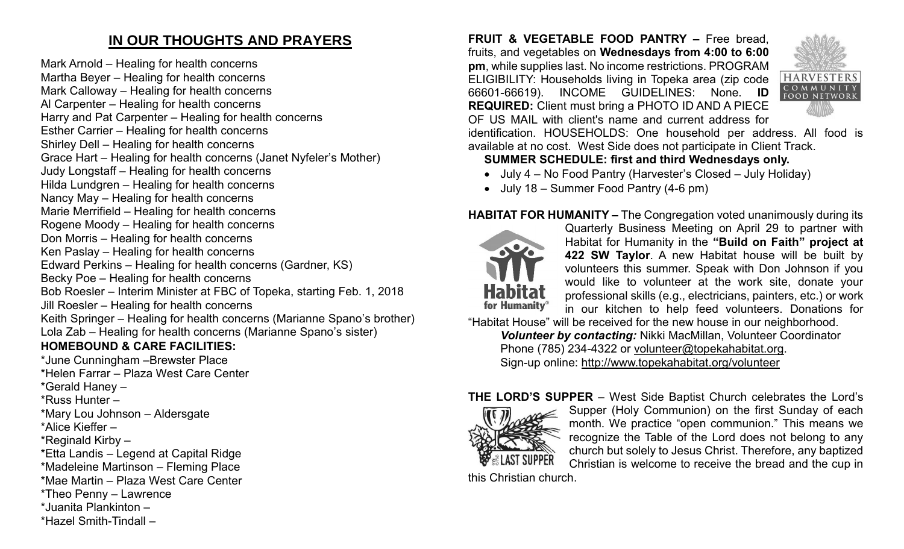## IN OUR THOUGHTS AND PRAYERS

Mark Arnold – Healing for health concerns
Martha Beyer – Healing for health concerns
Mark Calloway – Healing for health concerns
Al Carpenter – Healing for health concerns
Harry and Pat Carpenter – Healing for health concerns
Esther Carrier – Healing for health concerns
Shirley Dell – Healing for health concerns
Grace Hart – Healing for health concerns (Janet Nyfeler's Mother)
Judy Longstaff – Healing for health concerns
Hilda Lundgren – Healing for health concerns
Nancy May – Healing for health concerns
Marie Merrifield – Healing for health concerns
Rogene Moody – Healing for health concerns
Don Morris – Healing for health concerns
Ken Paslay – Healing for health concerns
Edward Perkins – Healing for health concerns (Gardner, KS)
Becky Poe – Healing for health concerns
Bob Roesler – Interim Minister at FBC of Topeka, starting Feb. 1, 2018
Jill Roesler – Healing for health concerns
Keith Springer – Healing for health concerns (Marianne Spano's brother)
Lola Zab – Healing for health concerns (Marianne Spano's sister)

**HOMEBOUND & CARE FACILITIES:**

*June Cunningham –Brewster Place
*Helen Farrar – Plaza West Care Center
*Gerald Haney –
*Russ Hunter –
*Mary Lou Johnson – Aldersgate
*Alice Kieffer –
*Reginald Kirby –
*Etta Landis – Legend at Capital Ridge
*Madeleine Martinson – Fleming Place
*Mae Martin – Plaza West Care Center
*Theo Penny – Lawrence
*Juanita Plankinton –
*Hazel Smith-Tindall –

**FRUIT & VEGETABLE FOOD PANTRY –** Free bread, fruits, and vegetables on **Wednesdays from 4:00 to 6:00 pm**, while supplies last. No income restrictions. PROGRAM ELIGIBILITY: Households living in Topeka area (zip code 66601-66619). INCOME GUIDELINES: None. **ID REQUIRED:** Client must bring a PHOTO ID AND A PIECE OF US MAIL with client's name and current address for identification. HOUSEHOLDS: One household per address. All food is available at no cost. West Side does not participate in Client Track.

**SUMMER SCHEDULE: first and third Wednesdays only.**

- July 4 – No Food Pantry (Harvester's Closed – July Holiday)
- July 18 – Summer Food Pantry (4-6 pm)

**HABITAT FOR HUMANITY –** The Congregation voted unanimously during its Quarterly Business Meeting on April 29 to partner with Habitat for Humanity in the **"Build on Faith" project at 422 SW Taylor**. A new Habitat house will be built by volunteers this summer. Speak with Don Johnson if you would like to volunteer at the work site, donate your professional skills (e.g., electricians, painters, etc.) or work in our kitchen to help feed volunteers. Donations for "Habitat House" will be received for the new house in our neighborhood.

***Volunteer by contacting:*** Nikki MacMillan, Volunteer Coordinator
Phone (785) 234-4322 or volunteer@topekahabitat.org.
Sign-up online: http://www.topekahabitat.org/volunteer

**THE LORD'S SUPPER** – West Side Baptist Church celebrates the Lord's Supper (Holy Communion) on the first Sunday of each month. We practice "open communion." This means we recognize the Table of the Lord does not belong to any church but solely to Jesus Christ. Therefore, any baptized Christian is welcome to receive the bread and the cup in this Christian church.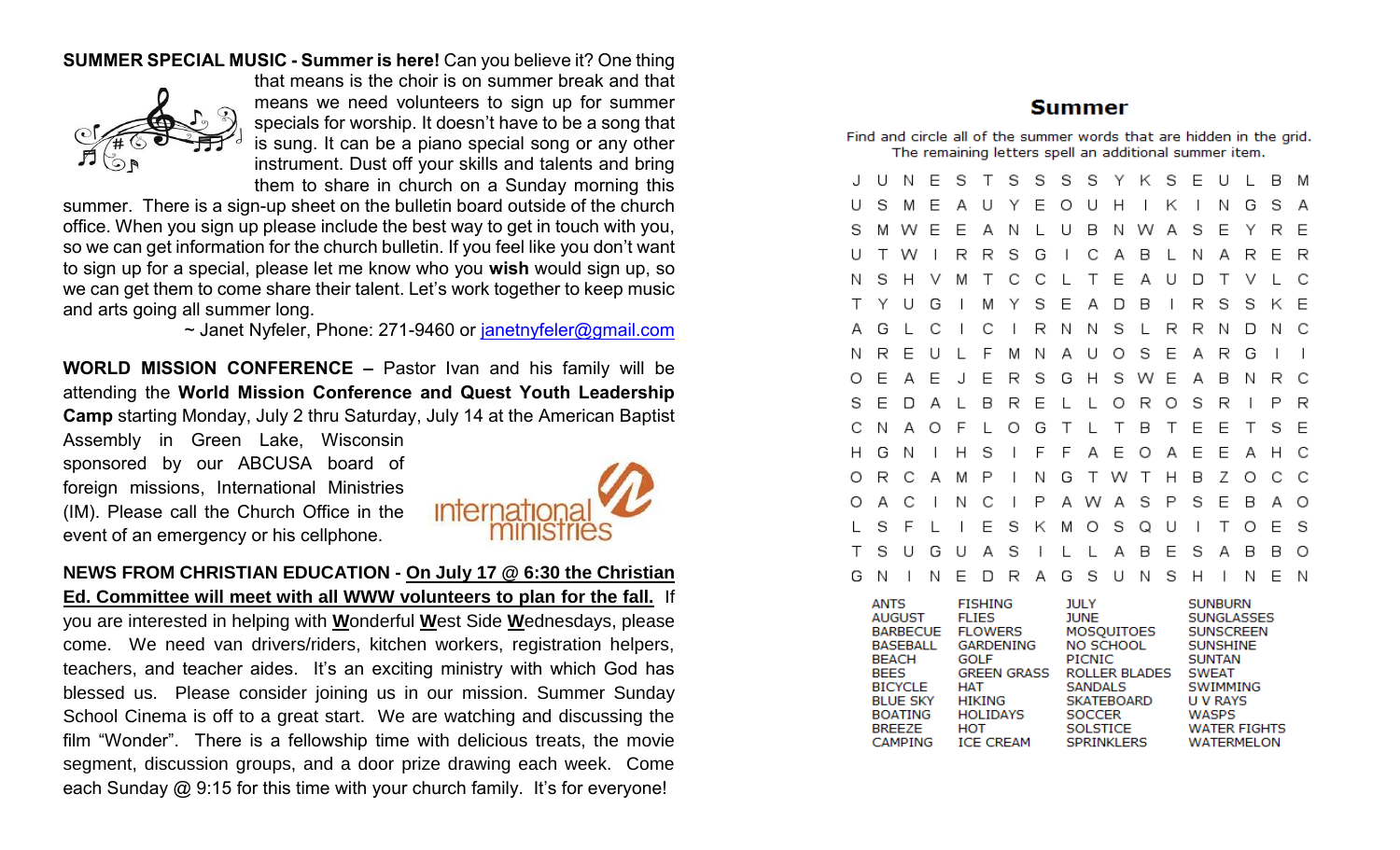**SUMMER SPECIAL MUSIC - Summer is here!** Can you believe it? One thing that means is the choir is on summer break and that means we need volunteers to sign up for summer specials for worship. It doesn't have to be a song that is sung. It can be a piano special song or any other instrument. Dust off your skills and talents and bring them to share in church on a Sunday morning this summer. There is a sign-up sheet on the bulletin board outside of the church office. When you sign up please include the best way to get in touch with you, so we can get information for the church bulletin. If you feel like you don't want to sign up for a special, please let me know who you **wish** would sign up, so we can get them to come share their talent. Let's work together to keep music and arts going all summer long.

~ Janet Nyfeler, Phone: 271-9460 or [janetnyfeler@gmail.com](mailto:janetnyfeler@gmail.com)

**WORLD MISSION CONFERENCE –** Pastor Ivan and his family will be attending the **World Mission Conference and Quest Youth Leadership Camp** starting Monday, July 2 thru Saturday, July 14 at the American Baptist Assembly in Green Lake, Wisconsin sponsored by our ABCUSA board of foreign missions, International Ministries (IM). Please call the Church Office in the event of an emergency or his cellphone.

international ministries

**NEWS FROM CHRISTIAN EDUCATION - On July 17 @ 6:30 the Christian Ed. Committee will meet with all WWW volunteers to plan for the fall.** If you are interested in helping with **W**onderful **W**est Side **W**ednesdays, please come. We need van drivers/riders, kitchen workers, registration helpers, teachers, and teacher aides. It's an exciting ministry with which God has blessed us. Please consider joining us in our mission. Summer Sunday School Cinema is off to a great start. We are watching and discussing the film "Wonder". There is a fellowship time with delicious treats, the movie segment, discussion groups, and a door prize drawing each week. Come each Sunday @ 9:15 for this time with your church family. It's for everyone!

## Summer

Find and circle all of the summer words that are hidden in the grid. The remaining letters spell an additional summer item.

```
J U N E S T S S S S Y K S E U L B M
U S M E A U Y E O U H I K I N G S A
S M W E E A N L U B N W A S E Y R E
U T W I R R S G I C A B L N A R E R
N S H V M T C C L T E A U D T V L C
T Y U G I M Y S E A D B I R S S K E
A G L C I C I R N N S L R R N D N C
N R E U L F M N A U O S E A R G I I
O E A E J E R S G H S W E A B N R C
S E D A L B R E L L O R O S R I P R
C N A O F L O G T L T B T E E T S E
H G N I H S I F F A E O A E E A H C
O R C A M P I N G T W T H B Z O C C
O A C I N C I P A W A S P S E B A O
L S F L I E S K M O S Q U I T O E S
T S U G U A S I L L A B E S A B B O
G N I N E D R A G S U N S H I N E N
```

| | | | |
|---|---|---|---|
| ANTS | FISHING | JULY | SUNBURN |
| AUGUST | FLIES | JUNE | SUNGLASSES |
| BARBECUE | FLOWERS | MOSQUITOES | SUNSCREEN |
| BASEBALL | GARDENING | NO SCHOOL | SUNSHINE |
| BEACH | GOLF | PICNIC | SUNTAN |
| BEES | GREEN GRASS | ROLLER BLADES | SWEAT |
| BICYCLE | HAT | SANDALS | SWIMMING |
| BLUE SKY | HIKING | SKATEBOARD | U V RAYS |
| BOATING | HOLIDAYS | SOCCER | WASPS |
| BREEZE | HOT | SOLSTICE | WATER FIGHTS |
| CAMPING | ICE CREAM | SPRINKLERS | WATERMELON |